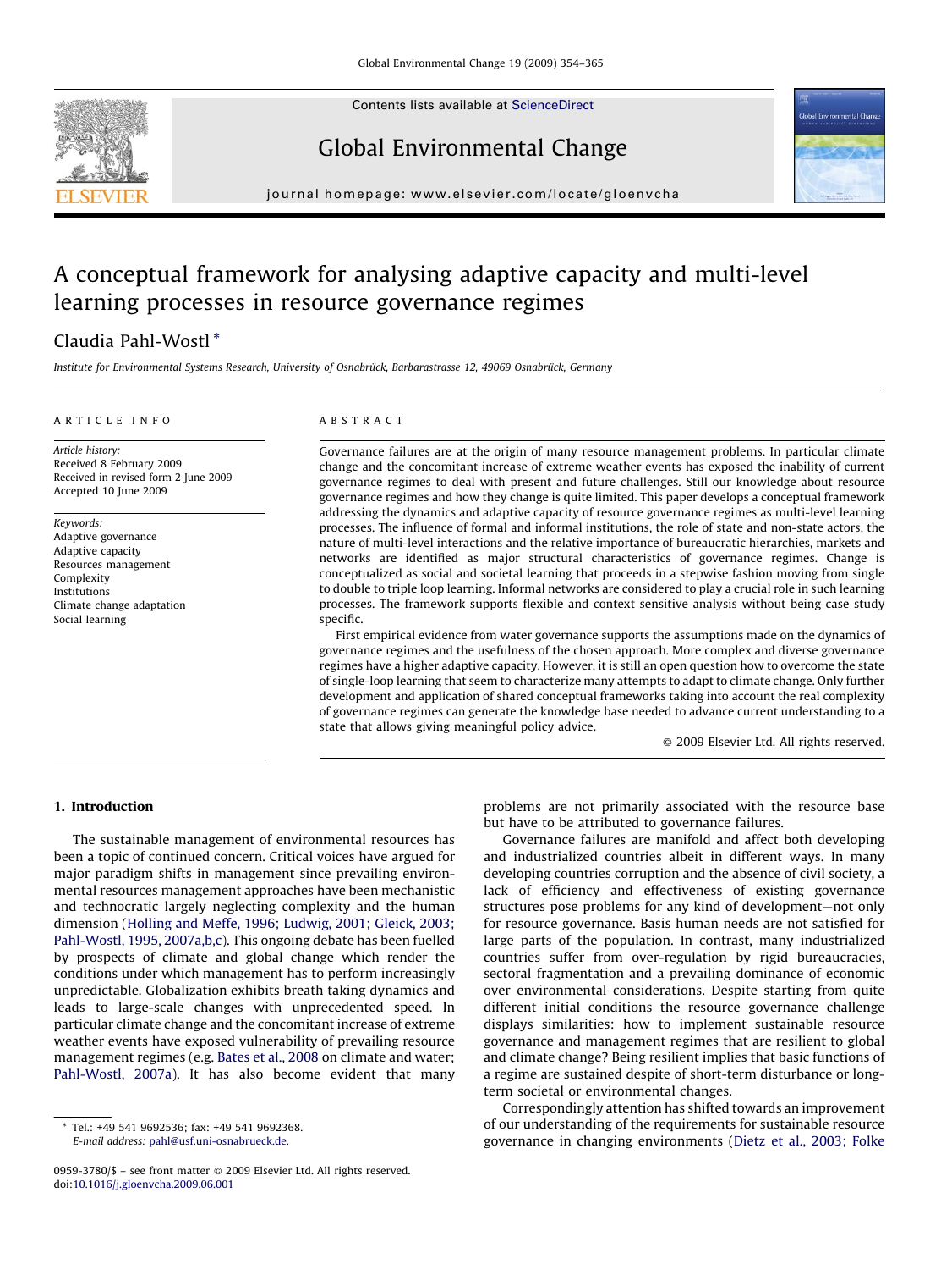# A conceptual framework for analysing adaptive capacity and multi-level learning processes in resource governance regimes

Claudia Pahl-Wostl *

*Institute for Environmental Systems Research, University of Osnabrück, Barbarastrasse 12, 49069 Osnabrück, Germany*

ARTICLE INFO

*Article history:*
Received 8 February 2009
Received in revised form 2 June 2009
Accepted 10 June 2009

*Keywords:*
Adaptive governance
Adaptive capacity
Resources management
Complexity
Institutions
Climate change adaptation
Social learning

ABSTRACT

Governance failures are at the origin of many resource management problems. In particular climate change and the concomitant increase of extreme weather events has exposed the inability of current governance regimes to deal with present and future challenges. Still our knowledge about resource governance regimes and how they change is quite limited. This paper develops a conceptual framework addressing the dynamics and adaptive capacity of resource governance regimes as multi-level learning processes. The influence of formal and informal institutions, the role of state and non-state actors, the nature of multi-level interactions and the relative importance of bureaucratic hierarchies, markets and networks are identified as major structural characteristics of governance regimes. Change is conceptualized as social and societal learning that proceeds in a stepwise fashion moving from single to double to triple loop learning. Informal networks are considered to play a crucial role in such learning processes. The framework supports flexible and context sensitive analysis without being case study specific.

First empirical evidence from water governance supports the assumptions made on the dynamics of governance regimes and the usefulness of the chosen approach. More complex and diverse governance regimes have a higher adaptive capacity. However, it is still an open question how to overcome the state of single-loop learning that seem to characterize many attempts to adapt to climate change. Only further development and application of shared conceptual frameworks taking into account the real complexity of governance regimes can generate the knowledge base needed to advance current understanding to a state that allows giving meaningful policy advice.

© 2009 Elsevier Ltd. All rights reserved.

## 1. Introduction

The sustainable management of environmental resources has been a topic of continued concern. Critical voices have argued for major paradigm shifts in management since prevailing environmental resources management approaches have been mechanistic and technocratic largely neglecting complexity and the human dimension (Holling and Meffe, 1996; Ludwig, 2001; Gleick, 2003; Pahl-Wostl, 1995, 2007a,b,c). This ongoing debate has been fuelled by prospects of climate and global change which render the conditions under which management has to perform increasingly unpredictable. Globalization exhibits breath taking dynamics and leads to large-scale changes with unprecedented speed. In particular climate change and the concomitant increase of extreme weather events have exposed vulnerability of prevailing resource management regimes (e.g. Bates et al., 2008 on climate and water; Pahl-Wostl, 2007a). It has also become evident that many problems are not primarily associated with the resource base but have to be attributed to governance failures.

Governance failures are manifold and affect both developing and industrialized countries albeit in different ways. In many developing countries corruption and the absence of civil society, a lack of efficiency and effectiveness of existing governance structures pose problems for any kind of development—not only for resource governance. Basis human needs are not satisfied for large parts of the population. In contrast, many industrialized countries suffer from over-regulation by rigid bureaucracies, sectoral fragmentation and a prevailing dominance of economic over environmental considerations. Despite starting from quite different initial conditions the resource governance challenge displays similarities: how to implement sustainable resource governance and management regimes that are resilient to global and climate change? Being resilient implies that basic functions of a regime are sustained despite of short-term disturbance or long-term societal or environmental changes.

Correspondingly attention has shifted towards an improvement of our understanding of the requirements for sustainable resource governance in changing environments (Dietz et al., 2003; Folke

* Tel.: +49 541 9692536; fax: +49 541 9692368.
*E-mail address:* pahl@usf.uni-osnabrueck.de.

0959-3780/$ – see front matter © 2009 Elsevier Ltd. All rights reserved.
doi:10.1016/j.gloenvcha.2009.06.001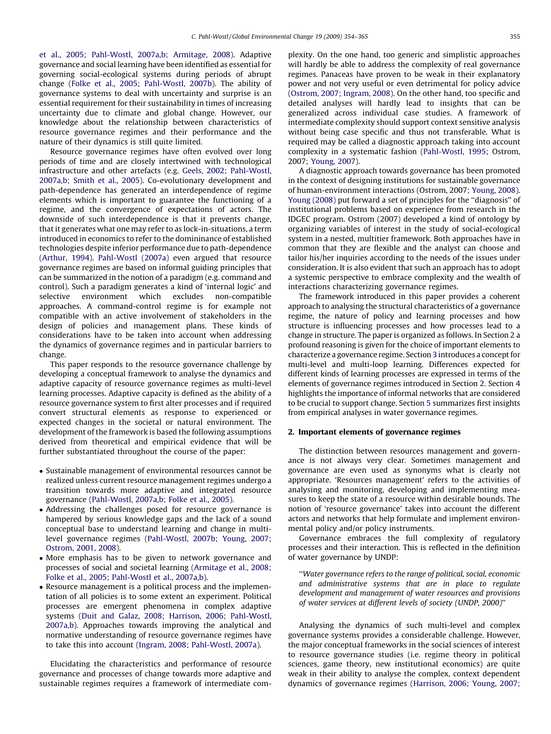et al., 2005; Pahl-Wostl, 2007a,b; Armitage, 2008). Adaptive governance and social learning have been identified as essential for governing social-ecological systems during periods of abrupt change (Folke et al., 2005; Pahl-Wostl, 2007b). The ability of governance systems to deal with uncertainty and surprise is an essential requirement for their sustainability in times of increasing uncertainty due to climate and global change. However, our knowledge about the relationship between characteristics of resource governance regimes and their performance and the nature of their dynamics is still quite limited.

Resource governance regimes have often evolved over long periods of time and are closely intertwined with technological infrastructure and other artefacts (e.g. Geels, 2002; Pahl-Wostl, 2007a,b; Smith et al., 2005). Co-evolutionary development and path-dependence has generated an interdependence of regime elements which is important to guarantee the functioning of a regime, and the convergence of expectations of actors. The downside of such interdependence is that it prevents change, that it generates what one may refer to as lock-in-situations, a term introduced in economics to refer to the domininance of established technologies despite inferior performance due to path-dependence (Arthur, 1994). Pahl-Wostl (2007a) even argued that resource governance regimes are based on informal guiding principles that can be summarized in the notion of a paradigm (e.g. command and control). Such a paradigm generates a kind of 'internal logic' and selective environment which excludes non-compatible approaches. A command-control regime is for example not compatible with an active involvement of stakeholders in the design of policies and management plans. These kinds of considerations have to be taken into account when addressing the dynamics of governance regimes and in particular barriers to change.

This paper responds to the resource governance challenge by developing a conceptual framework to analyse the dynamics and adaptive capacity of resource governance regimes as multi-level learning processes. Adaptive capacity is defined as the ability of a resource governance system to first alter processes and if required convert structural elements as response to experienced or expected changes in the societal or natural environment. The development of the framework is based the following assumptions derived from theoretical and empirical evidence that will be further substantiated throughout the course of the paper:

- Sustainable management of environmental resources cannot be realized unless current resource management regimes undergo a transition towards more adaptive and integrated resource governance (Pahl-Wostl, 2007a,b; Folke et al., 2005).
- Addressing the challenges posed for resource governance is hampered by serious knowledge gaps and the lack of a sound conceptual base to understand learning and change in multi-level governance regimes (Pahl-Wostl, 2007b; Young, 2007; Ostrom, 2001, 2008).
- More emphasis has to be given to network governance and processes of social and societal learning (Armitage et al., 2008; Folke et al., 2005; Pahl-Wostl et al., 2007a,b).
- Resource management is a political process and the implementation of all policies is to some extent an experiment. Political processes are emergent phenomena in complex adaptive systems (Duit and Galaz, 2008; Harrison, 2006; Pahl-Wostl, 2007a,b). Approaches towards improving the analytical and normative understanding of resource governance regimes have to take this into account (Ingram, 2008; Pahl-Wostl, 2007a).

Elucidating the characteristics and performance of resource governance and processes of change towards more adaptive and sustainable regimes requires a framework of intermediate complexity. On the one hand, too generic and simplistic approaches will hardly be able to address the complexity of real governance regimes. Panaceas have proven to be weak in their explanatory power and not very useful or even detrimental for policy advice (Ostrom, 2007; Ingram, 2008). On the other hand, too specific and detailed analyses will hardly lead to insights that can be generalized across individual case studies. A framework of intermediate complexity should support context sensitive analysis without being case specific and thus not transferable. What is required may be called a diagnostic approach taking into account complexity in a systematic fashion (Pahl-Wostl, 1995; Ostrom, 2007; Young, 2007).

A diagnostic approach towards governance has been promoted in the context of designing institutions for sustainable governance of human-environment interactions (Ostrom, 2007; Young, 2008). Young (2008) put forward a set of principles for the "diagnosis" of institutional problems based on experience from research in the IDGEC program. Ostrom (2007) developed a kind of ontology by organizing variables of interest in the study of social-ecological system in a nested, multitier framework. Both approaches have in common that they are flexible and the analyst can choose and tailor his/her inquiries according to the needs of the issues under consideration. It is also evident that such an approach has to adopt a systemic perspective to embrace complexity and the wealth of interactions characterizing governance regimes.

The framework introduced in this paper provides a coherent approach to analysing the structural characteristics of a governance regime, the nature of policy and learning processes and how structure is influencing processes and how processes lead to a change in structure. The paper is organized as follows. In Section 2 a profound reasoning is given for the choice of important elements to characterize a governance regime. Section 3 introduces a concept for multi-level and multi-loop learning. Differences expected for different kinds of learning processes are expressed in terms of the elements of governance regimes introduced in Section 2. Section 4 highlights the importance of informal networks that are considered to be crucial to support change. Section 5 summarizes first insights from empirical analyses in water governance regimes.

## 2. Important elements of governance regimes

The distinction between resources management and governance is not always very clear. Sometimes management and governance are even used as synonyms what is clearly not appropriate. 'Resources management' refers to the activities of analysing and monitoring, developing and implementing measures to keep the state of a resource within desirable bounds. The notion of 'resource governance' takes into account the different actors and networks that help formulate and implement environmental policy and/or policy instruments.

Governance embraces the full complexity of regulatory processes and their interaction. This is reflected in the definition of water governance by UNDP:

> *"Water governance refers to the range of political, social, economic and administrative systems that are in place to regulate development and management of water resources and provisions of water services at different levels of society (UNDP, 2000)"*

Analysing the dynamics of such multi-level and complex governance systems provides a considerable challenge. However, the major conceptual frameworks in the social sciences of interest to resource governance studies (i.e. regime theory in political sciences, game theory, new institutional economics) are quite weak in their ability to analyse the complex, context dependent dynamics of governance regimes (Harrison, 2006; Young, 2007;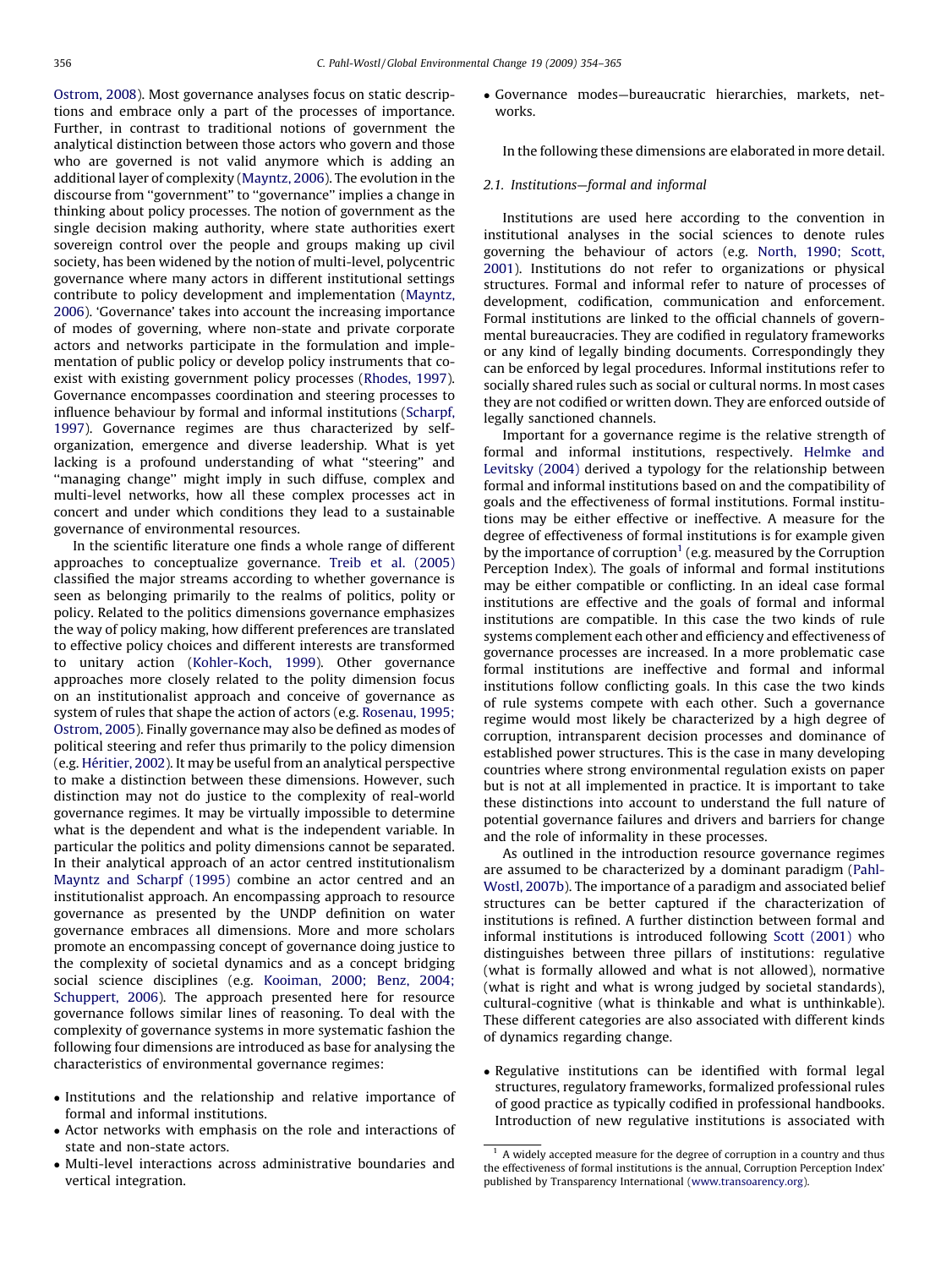Ostrom, 2008). Most governance analyses focus on static descriptions and embrace only a part of the processes of importance. Further, in contrast to traditional notions of government the analytical distinction between those actors who govern and those who are governed is not valid anymore which is adding an additional layer of complexity (Mayntz, 2006). The evolution in the discourse from ''government'' to ''governance'' implies a change in thinking about policy processes. The notion of government as the single decision making authority, where state authorities exert sovereign control over the people and groups making up civil society, has been widened by the notion of multi-level, polycentric governance where many actors in different institutional settings contribute to policy development and implementation (Mayntz, 2006). 'Governance' takes into account the increasing importance of modes of governing, where non-state and private corporate actors and networks participate in the formulation and implementation of public policy or develop policy instruments that co-exist with existing government policy processes (Rhodes, 1997). Governance encompasses coordination and steering processes to influence behaviour by formal and informal institutions (Scharpf, 1997). Governance regimes are thus characterized by self-organization, emergence and diverse leadership. What is yet lacking is a profound understanding of what ''steering'' and ''managing change'' might imply in such diffuse, complex and multi-level networks, how all these complex processes act in concert and under which conditions they lead to a sustainable governance of environmental resources.

In the scientific literature one finds a whole range of different approaches to conceptualize governance. Treib et al. (2005) classified the major streams according to whether governance is seen as belonging primarily to the realms of politics, polity or policy. Related to the politics dimensions governance emphasizes the way of policy making, how different preferences are translated to effective policy choices and different interests are transformed to unitary action (Kohler-Koch, 1999). Other governance approaches more closely related to the polity dimension focus on an institutionalist approach and conceive of governance as system of rules that shape the action of actors (e.g. Rosenau, 1995; Ostrom, 2005). Finally governance may also be defined as modes of political steering and refer thus primarily to the policy dimension (e.g. Héritier, 2002). It may be useful from an analytical perspective to make a distinction between these dimensions. However, such distinction may not do justice to the complexity of real-world governance regimes. It may be virtually impossible to determine what is the dependent and what is the independent variable. In particular the politics and polity dimensions cannot be separated. In their analytical approach of an actor centred institutionalism Mayntz and Scharpf (1995) combine an actor centred and an institutionalist approach. An encompassing approach to resource governance as presented by the UNDP definition on water governance embraces all dimensions. More and more scholars promote an encompassing concept of governance doing justice to the complexity of societal dynamics and as a concept bridging social science disciplines (e.g. Kooiman, 2000; Benz, 2004; Schuppert, 2006). The approach presented here for resource governance follows similar lines of reasoning. To deal with the complexity of governance systems in more systematic fashion the following four dimensions are introduced as base for analysing the characteristics of environmental governance regimes:

- Institutions and the relationship and relative importance of formal and informal institutions.
- Actor networks with emphasis on the role and interactions of state and non-state actors.
- Multi-level interactions across administrative boundaries and vertical integration.
- Governance modes—bureaucratic hierarchies, markets, networks.

In the following these dimensions are elaborated in more detail.

### 2.1. Institutions—formal and informal

Institutions are used here according to the convention in institutional analyses in the social sciences to denote rules governing the behaviour of actors (e.g. North, 1990; Scott, 2001). Institutions do not refer to organizations or physical structures. Formal and informal refer to nature of processes of development, codification, communication and enforcement. Formal institutions are linked to the official channels of governmental bureaucracies. They are codified in regulatory frameworks or any kind of legally binding documents. Correspondingly they can be enforced by legal procedures. Informal institutions refer to socially shared rules such as social or cultural norms. In most cases they are not codified or written down. They are enforced outside of legally sanctioned channels.

Important for a governance regime is the relative strength of formal and informal institutions, respectively. Helmke and Levitsky (2004) derived a typology for the relationship between formal and informal institutions based on and the compatibility of goals and the effectiveness of formal institutions. Formal institutions may be either effective or ineffective. A measure for the degree of effectiveness of formal institutions is for example given by the importance of corruption[1] (e.g. measured by the Corruption Perception Index). The goals of informal and formal institutions may be either compatible or conflicting. In an ideal case formal institutions are effective and the goals of formal and informal institutions are compatible. In this case the two kinds of rule systems complement each other and efficiency and effectiveness of governance processes are increased. In a more problematic case formal institutions are ineffective and formal and informal institutions follow conflicting goals. In this case the two kinds of rule systems compete with each other. Such a governance regime would most likely be characterized by a high degree of corruption, intransparent decision processes and dominance of established power structures. This is the case in many developing countries where strong environmental regulation exists on paper but is not at all implemented in practice. It is important to take these distinctions into account to understand the full nature of potential governance failures and drivers and barriers for change and the role of informality in these processes.

As outlined in the introduction resource governance regimes are assumed to be characterized by a dominant paradigm (Pahl-Wostl, 2007b). The importance of a paradigm and associated belief structures can be better captured if the characterization of institutions is refined. A further distinction between formal and informal institutions is introduced following Scott (2001) who distinguishes between three pillars of institutions: regulative (what is formally allowed and what is not allowed), normative (what is right and what is wrong judged by societal standards), cultural-cognitive (what is thinkable and what is unthinkable). These different categories are also associated with different kinds of dynamics regarding change.

- Regulative institutions can be identified with formal legal structures, regulatory frameworks, formalized professional rules of good practice as typically codified in professional handbooks. Introduction of new regulative institutions is associated with

[1] A widely accepted measure for the degree of corruption in a country and thus the effectiveness of formal institutions is the annual, Corruption Perception Index' published by Transparency International (www.transoarency.org).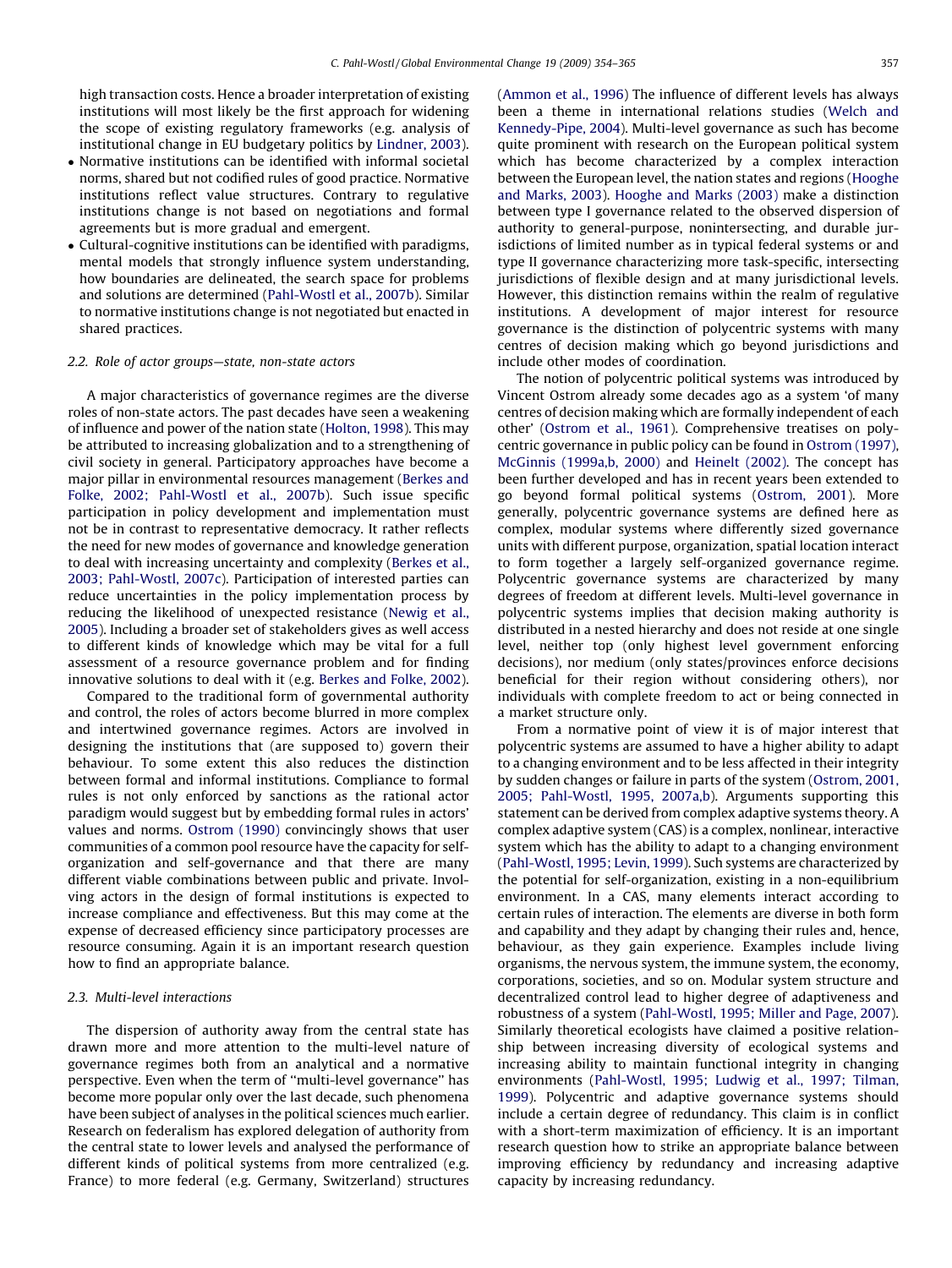high transaction costs. Hence a broader interpretation of existing institutions will most likely be the first approach for widening the scope of existing regulatory frameworks (e.g. analysis of institutional change in EU budgetary politics by Lindner, 2003).

- Normative institutions can be identified with informal societal norms, shared but not codified rules of good practice. Normative institutions reflect value structures. Contrary to regulative institutions change is not based on negotiations and formal agreements but is more gradual and emergent.
- Cultural-cognitive institutions can be identified with paradigms, mental models that strongly influence system understanding, how boundaries are delineated, the search space for problems and solutions are determined (Pahl-Wostl et al., 2007b). Similar to normative institutions change is not negotiated but enacted in shared practices.

### 2.2. Role of actor groups—state, non-state actors

A major characteristics of governance regimes are the diverse roles of non-state actors. The past decades have seen a weakening of influence and power of the nation state (Holton, 1998). This may be attributed to increasing globalization and to a strengthening of civil society in general. Participatory approaches have become a major pillar in environmental resources management (Berkes and Folke, 2002; Pahl-Wostl et al., 2007b). Such issue specific participation in policy development and implementation must not be in contrast to representative democracy. It rather reflects the need for new modes of governance and knowledge generation to deal with increasing uncertainty and complexity (Berkes et al., 2003; Pahl-Wostl, 2007c). Participation of interested parties can reduce uncertainties in the policy implementation process by reducing the likelihood of unexpected resistance (Newig et al., 2005). Including a broader set of stakeholders gives as well access to different kinds of knowledge which may be vital for a full assessment of a resource governance problem and for finding innovative solutions to deal with it (e.g. Berkes and Folke, 2002).

Compared to the traditional form of governmental authority and control, the roles of actors become blurred in more complex and intertwined governance regimes. Actors are involved in designing the institutions that (are supposed to) govern their behaviour. To some extent this also reduces the distinction between formal and informal institutions. Compliance to formal rules is not only enforced by sanctions as the rational actor paradigm would suggest but by embedding formal rules in actors' values and norms. Ostrom (1990) convincingly shows that user communities of a common pool resource have the capacity for self-organization and self-governance and that there are many different viable combinations between public and private. Involving actors in the design of formal institutions is expected to increase compliance and effectiveness. But this may come at the expense of decreased efficiency since participatory processes are resource consuming. Again it is an important research question how to find an appropriate balance.

### 2.3. Multi-level interactions

The dispersion of authority away from the central state has drawn more and more attention to the multi-level nature of governance regimes both from an analytical and a normative perspective. Even when the term of "multi-level governance" has become more popular only over the last decade, such phenomena have been subject of analyses in the political sciences much earlier. Research on federalism has explored delegation of authority from the central state to lower levels and analysed the performance of different kinds of political systems from more centralized (e.g. France) to more federal (e.g. Germany, Switzerland) structures (Ammon et al., 1996) The influence of different levels has always been a theme in international relations studies (Welch and Kennedy-Pipe, 2004). Multi-level governance as such has become quite prominent with research on the European political system which has become characterized by a complex interaction between the European level, the nation states and regions (Hooghe and Marks, 2003). Hooghe and Marks (2003) make a distinction between type I governance related to the observed dispersion of authority to general-purpose, nonintersecting, and durable jurisdictions of limited number as in typical federal systems or and type II governance characterizing more task-specific, intersecting jurisdictions of flexible design and at many jurisdictional levels. However, this distinction remains within the realm of regulative institutions. A development of major interest for resource governance is the distinction of polycentric systems with many centres of decision making which go beyond jurisdictions and include other modes of coordination.

The notion of polycentric political systems was introduced by Vincent Ostrom already some decades ago as a system 'of many centres of decision making which are formally independent of each other' (Ostrom et al., 1961). Comprehensive treatises on polycentric governance in public policy can be found in Ostrom (1997), McGinnis (1999a,b, 2000) and Heinelt (2002). The concept has been further developed and has in recent years been extended to go beyond formal political systems (Ostrom, 2001). More generally, polycentric governance systems are defined here as complex, modular systems where differently sized governance units with different purpose, organization, spatial location interact to form together a largely self-organized governance regime. Polycentric governance systems are characterized by many degrees of freedom at different levels. Multi-level governance in polycentric systems implies that decision making authority is distributed in a nested hierarchy and does not reside at one single level, neither top (only highest level government enforcing decisions), nor medium (only states/provinces enforce decisions beneficial for their region without considering others), nor individuals with complete freedom to act or being connected in a market structure only.

From a normative point of view it is of major interest that polycentric systems are assumed to have a higher ability to adapt to a changing environment and to be less affected in their integrity by sudden changes or failure in parts of the system (Ostrom, 2001, 2005; Pahl-Wostl, 1995, 2007a,b). Arguments supporting this statement can be derived from complex adaptive systems theory. A complex adaptive system (CAS) is a complex, nonlinear, interactive system which has the ability to adapt to a changing environment (Pahl-Wostl, 1995; Levin, 1999). Such systems are characterized by the potential for self-organization, existing in a non-equilibrium environment. In a CAS, many elements interact according to certain rules of interaction. The elements are diverse in both form and capability and they adapt by changing their rules and, hence, behaviour, as they gain experience. Examples include living organisms, the nervous system, the immune system, the economy, corporations, societies, and so on. Modular system structure and decentralized control lead to higher degree of adaptiveness and robustness of a system (Pahl-Wostl, 1995; Miller and Page, 2007). Similarly theoretical ecologists have claimed a positive relationship between increasing diversity of ecological systems and increasing ability to maintain functional integrity in changing environments (Pahl-Wostl, 1995; Ludwig et al., 1997; Tilman, 1999). Polycentric and adaptive governance systems should include a certain degree of redundancy. This claim is in conflict with a short-term maximization of efficiency. It is an important research question how to strike an appropriate balance between improving efficiency by redundancy and increasing adaptive capacity by increasing redundancy.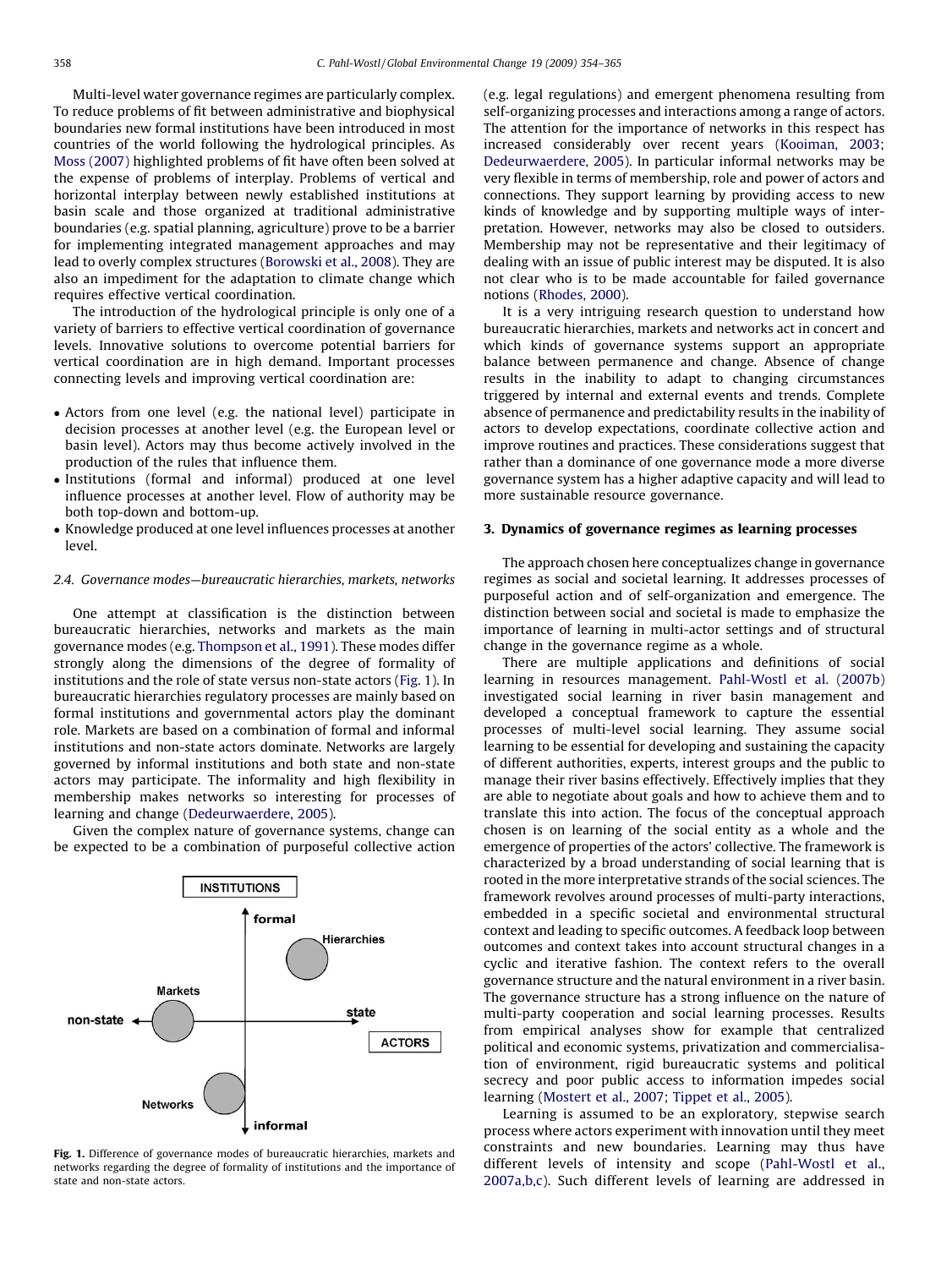Multi-level water governance regimes are particularly complex. To reduce problems of fit between administrative and biophysical boundaries new formal institutions have been introduced in most countries of the world following the hydrological principles. As Moss (2007) highlighted problems of fit have often been solved at the expense of problems of interplay. Problems of vertical and horizontal interplay between newly established institutions at basin scale and those organized at traditional administrative boundaries (e.g. spatial planning, agriculture) prove to be a barrier for implementing integrated management approaches and may lead to overly complex structures (Borowski et al., 2008). They are also an impediment for the adaptation to climate change which requires effective vertical coordination.

The introduction of the hydrological principle is only one of a variety of barriers to effective vertical coordination of governance levels. Innovative solutions to overcome potential barriers for vertical coordination are in high demand. Important processes connecting levels and improving vertical coordination are:

- Actors from one level (e.g. the national level) participate in decision processes at another level (e.g. the European level or basin level). Actors may thus become actively involved in the production of the rules that influence them.
- Institutions (formal and informal) produced at one level influence processes at another level. Flow of authority may be both top-down and bottom-up.
- Knowledge produced at one level influences processes at another level.

### *2.4. Governance modes—bureaucratic hierarchies, markets, networks*

One attempt at classification is the distinction between bureaucratic hierarchies, networks and markets as the main governance modes (e.g. Thompson et al., 1991). These modes differ strongly along the dimensions of the degree of formality of institutions and the role of state versus non-state actors (Fig. 1). In bureaucratic hierarchies regulatory processes are mainly based on formal institutions and governmental actors play the dominant role. Markets are based on a combination of formal and informal institutions and non-state actors dominate. Networks are largely governed by informal institutions and both state and non-state actors may participate. The informality and high flexibility in membership makes networks so interesting for processes of learning and change (Dedeurwaerdere, 2005).

Given the complex nature of governance systems, change can be expected to be a combination of purposeful collective action (e.g. legal regulations) and emergent phenomena resulting from self-organizing processes and interactions among a range of actors. The attention for the importance of networks in this respect has increased considerably over recent years (Kooiman, 2003; Dedeurwaerdere, 2005). In particular informal networks may be very flexible in terms of membership, role and power of actors and connections. They support learning by providing access to new kinds of knowledge and by supporting multiple ways of interpretation. However, networks may also be closed to outsiders. Membership may not be representative and their legitimacy of dealing with an issue of public interest may be disputed. It is also not clear who is to be made accountable for failed governance notions (Rhodes, 2000).

Fig. 1. Difference of governance modes of bureaucratic hierarchies, markets and networks regarding the degree of formality of institutions and the importance of state and non-state actors.

It is a very intriguing research question to understand how bureaucratic hierarchies, markets and networks act in concert and which kinds of governance systems support an appropriate balance between permanence and change. Absence of change results in the inability to adapt to changing circumstances triggered by internal and external events and trends. Complete absence of permanence and predictability results in the inability of actors to develop expectations, coordinate collective action and improve routines and practices. These considerations suggest that rather than a dominance of one governance mode a more diverse governance system has a higher adaptive capacity and will lead to more sustainable resource governance.

## 3. Dynamics of governance regimes as learning processes

The approach chosen here conceptualizes change in governance regimes as social and societal learning. It addresses processes of purposeful action and of self-organization and emergence. The distinction between social and societal is made to emphasize the importance of learning in multi-actor settings and of structural change in the governance regime as a whole.

There are multiple applications and definitions of social learning in resources management. Pahl-Wostl et al. (2007b) investigated social learning in river basin management and developed a conceptual framework to capture the essential processes of multi-level social learning. They assume social learning to be essential for developing and sustaining the capacity of different authorities, experts, interest groups and the public to manage their river basins effectively. Effectively implies that they are able to negotiate about goals and how to achieve them and to translate this into action. The focus of the conceptual approach chosen is on learning of the social entity as a whole and the emergence of properties of the actors' collective. The framework is characterized by a broad understanding of social learning that is rooted in the more interpretative strands of the social sciences. The framework revolves around processes of multi-party interactions, embedded in a specific societal and environmental structural context and leading to specific outcomes. A feedback loop between outcomes and context takes into account structural changes in a cyclic and iterative fashion. The context refers to the overall governance structure and the natural environment in a river basin. The governance structure has a strong influence on the nature of multi-party cooperation and social learning processes. Results from empirical analyses show for example that centralized political and economic systems, privatization and commercialisation of environment, rigid bureaucratic systems and political secrecy and poor public access to information impedes social learning (Mostert et al., 2007; Tippet et al., 2005).

Learning is assumed to be an exploratory, stepwise search process where actors experiment with innovation until they meet constraints and new boundaries. Learning may thus have different levels of intensity and scope (Pahl-Wostl et al., 2007a,b,c). Such different levels of learning are addressed in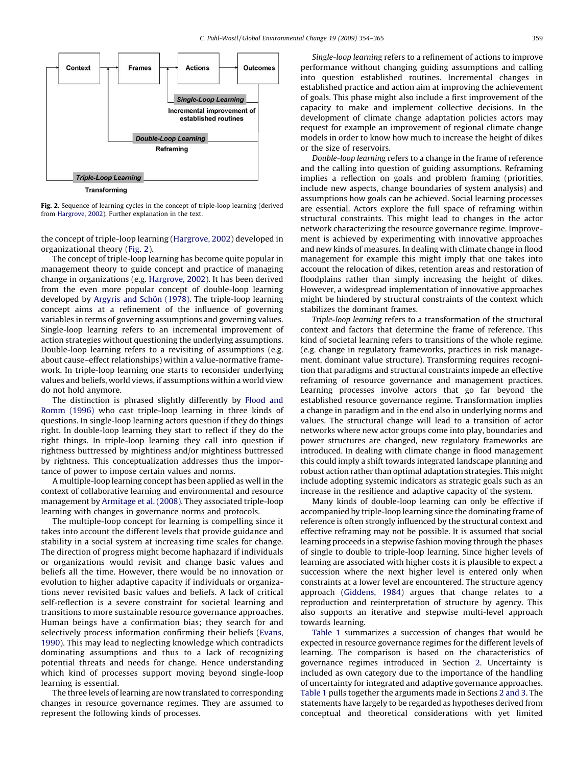Context

Frames

Actions

Outcomes

Single-Loop Learning

Incremental improvement of established routines

Double-Loop Learning

Reframing

Triple-Loop Learning

Transforming

**Fig. 2.** Sequence of learning cycles in the concept of triple-loop learning (derived from Hargrove, 2002). Further explanation in the text.

the concept of triple-loop learning (Hargrove, 2002) developed in organizational theory (Fig. 2).

The concept of triple-loop learning has become quite popular in management theory to guide concept and practice of managing change in organizations (e.g. Hargrove, 2002). It has been derived from the even more popular concept of double-loop learning developed by Argyris and Schön (1978). The triple-loop learning concept aims at a refinement of the influence of governing variables in terms of governing assumptions and governing values. Single-loop learning refers to an incremental improvement of action strategies without questioning the underlying assumptions. Double-loop learning refers to a revisiting of assumptions (e.g. about cause–effect relationships) within a value-normative framework. In triple-loop learning one starts to reconsider underlying values and beliefs, world views, if assumptions within a world view do not hold anymore.

The distinction is phrased slightly differently by Flood and Romm (1996) who cast triple-loop learning in three kinds of questions. In single-loop learning actors question if they do things right. In double-loop learning they start to reflect if they do the right things. In triple-loop learning they call into question if rightness buttressed by mightiness and/or mightiness buttressed by rightness. This conceptualization addresses thus the importance of power to impose certain values and norms.

A multiple-loop learning concept has been applied as well in the context of collaborative learning and environmental and resource management by Armitage et al. (2008). They associated triple-loop learning with changes in governance norms and protocols.

The multiple-loop concept for learning is compelling since it takes into account the different levels that provide guidance and stability in a social system at increasing time scales for change. The direction of progress might become haphazard if individuals or organizations would revisit and change basic values and beliefs all the time. However, there would be no innovation or evolution to higher adaptive capacity if individuals or organizations never revisited basic values and beliefs. A lack of critical self-reflection is a severe constraint for societal learning and transitions to more sustainable resource governance approaches. Human beings have a confirmation bias; they search for and selectively process information confirming their beliefs (Evans, 1990). This may lead to neglecting knowledge which contradicts dominating assumptions and thus to a lack of recognizing potential threats and needs for change. Hence understanding which kind of processes support moving beyond single-loop learning is essential.

The three levels of learning are now translated to corresponding changes in resource governance regimes. They are assumed to represent the following kinds of processes.

*Single-loop learning* refers to a refinement of actions to improve performance without changing guiding assumptions and calling into question established routines. Incremental changes in established practice and action aim at improving the achievement of goals. This phase might also include a first improvement of the capacity to make and implement collective decisions. In the development of climate change adaptation policies actors may request for example an improvement of regional climate change models in order to know how much to increase the height of dikes or the size of reservoirs.

*Double-loop learning* refers to a change in the frame of reference and the calling into question of guiding assumptions. Reframing implies a reflection on goals and problem framing (priorities, include new aspects, change boundaries of system analysis) and assumptions how goals can be achieved. Social learning processes are essential. Actors explore the full space of reframing within structural constraints. This might lead to changes in the actor network characterizing the resource governance regime. Improvement is achieved by experimenting with innovative approaches and new kinds of measures. In dealing with climate change in flood management for example this might imply that one takes into account the relocation of dikes, retention areas and restoration of floodplains rather than simply increasing the height of dikes. However, a widespread implementation of innovative approaches might be hindered by structural constraints of the context which stabilizes the dominant frames.

*Triple-loop learning* refers to a transformation of the structural context and factors that determine the frame of reference. This kind of societal learning refers to transitions of the whole regime. (e.g. change in regulatory frameworks, practices in risk management, dominant value structure). Transforming requires recognition that paradigms and structural constraints impede an effective reframing of resource governance and management practices. Learning processes involve actors that go far beyond the established resource governance regime. Transformation implies a change in paradigm and in the end also in underlying norms and values. The structural change will lead to a transition of actor networks where new actor groups come into play, boundaries and power structures are changed, new regulatory frameworks are introduced. In dealing with climate change in flood management this could imply a shift towards integrated landscape planning and robust action rather than optimal adaptation strategies. This might include adopting systemic indicators as strategic goals such as an increase in the resilience and adaptive capacity of the system.

Many kinds of double-loop learning can only be effective if accompanied by triple-loop learning since the dominating frame of reference is often strongly influenced by the structural context and effective reframing may not be possible. It is assumed that social learning proceeds in a stepwise fashion moving through the phases of single to double to triple-loop learning. Since higher levels of learning are associated with higher costs it is plausible to expect a succession where the next higher level is entered only when constraints at a lower level are encountered. The structure agency approach (Giddens, 1984) argues that change relates to a reproduction and reinterpretation of structure by agency. This also supports an iterative and stepwise multi-level approach towards learning.

Table 1 summarizes a succession of changes that would be expected in resource governance regimes for the different levels of learning. The comparison is based on the characteristics of governance regimes introduced in Section 2. Uncertainty is included as own category due to the importance of the handling of uncertainty for integrated and adaptive governance approaches. Table 1 pulls together the arguments made in Sections 2 and 3. The statements have largely to be regarded as hypotheses derived from conceptual and theoretical considerations with yet limited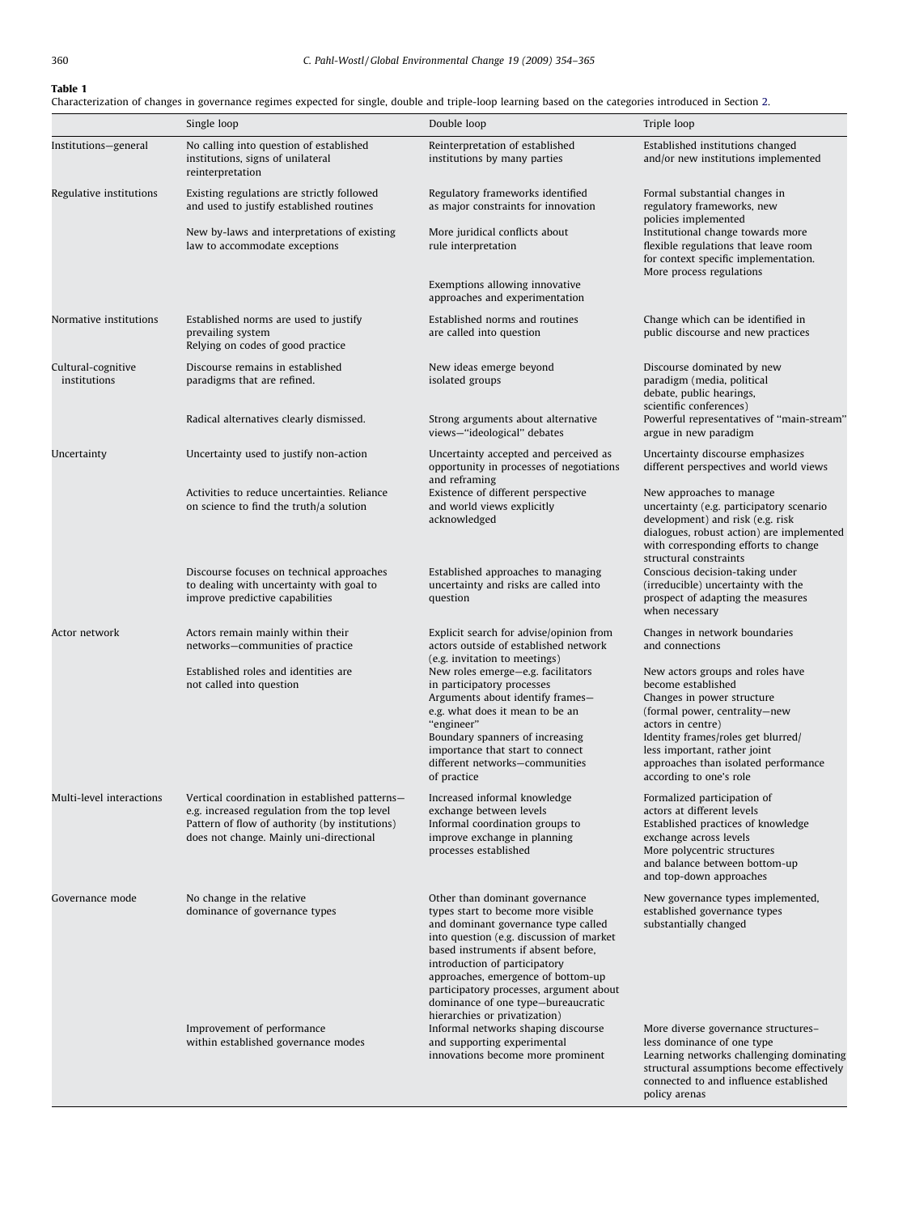**Table 1**
Characterization of changes in governance regimes expected for single, double and triple-loop learning based on the categories introduced in Section 2.

| | Single loop | Double loop | Triple loop |
|---|---|---|---|
| Institutions—general | No calling into question of established institutions, signs of unilateral reinterpretation | Reinterpretation of established institutions by many parties | Established institutions changed and/or new institutions implemented |
| Regulative institutions | Existing regulations are strictly followed and used to justify established routines | Regulatory frameworks identified as major constraints for innovation | Formal substantial changes in regulatory frameworks, new policies implemented |
| | New by-laws and interpretations of existing law to accommodate exceptions | More juridical conflicts about rule interpretation | Institutional change towards more flexible regulations that leave room for context specific implementation. More process regulations |
| | | Exemptions allowing innovative approaches and experimentation | |
| Normative institutions | Established norms are used to justify prevailing system<br>Relying on codes of good practice | Established norms and routines are called into question | Change which can be identified in public discourse and new practices |
| Cultural-cognitive institutions | Discourse remains in established paradigms that are refined. | New ideas emerge beyond isolated groups | Discourse dominated by new paradigm (media, political debate, public hearings, scientific conferences) |
| | Radical alternatives clearly dismissed. | Strong arguments about alternative views—"ideological" debates | Powerful representatives of "main-stream" argue in new paradigm |
| Uncertainty | Uncertainty used to justify non-action | Uncertainty accepted and perceived as opportunity in processes of negotiations and reframing | Uncertainty discourse emphasizes different perspectives and world views |
| | Activities to reduce uncertainties. Reliance on science to find the truth/a solution | Existence of different perspective and world views explicitly acknowledged | New approaches to manage uncertainty (e.g. participatory scenario development) and risk (e.g. risk dialogues, robust action) are implemented with corresponding efforts to change structural constraints |
| | Discourse focuses on technical approaches to dealing with uncertainty with goal to improve predictive capabilities | Established approaches to managing uncertainty and risks are called into question | Conscious decision-taking under (irreducible) uncertainty with the prospect of adapting the measures when necessary |
| Actor network | Actors remain mainly within their networks—communities of practice | Explicit search for advise/opinion from actors outside of established network (e.g. invitation to meetings) | Changes in network boundaries and connections |
| | Established roles and identities are not called into question | New roles emerge—e.g. facilitators in participatory processes<br>Arguments about identify frames—e.g. what does it mean to be an "engineer"<br>Boundary spanners of increasing importance that start to connect different networks—communities of practice | New actors groups and roles have become established<br>Changes in power structure (formal power, centrality—new actors in centre)<br>Identity frames/roles get blurred/less important, rather joint approaches than isolated performance according to one's role |
| Multi-level interactions | Vertical coordination in established patterns—e.g. increased regulation from the top level<br>Pattern of flow of authority (by institutions) does not change. Mainly uni-directional | Increased informal knowledge exchange between levels<br>Informal coordination groups to improve exchange in planning processes established | Formalized participation of actors at different levels<br>Established practices of knowledge exchange across levels<br>More polycentric structures and balance between bottom-up and top-down approaches |
| Governance mode | No change in the relative dominance of governance types | Other than dominant governance types start to become more visible and dominant governance type called into question (e.g. discussion of market based instruments if absent before, introduction of participatory approaches, emergence of bottom-up participatory processes, argument about dominance of one type—bureaucratic hierarchies or privatization) | New governance types implemented, established governance types substantially changed |
| | Improvement of performance within established governance modes | Informal networks shaping discourse and supporting experimental innovations become more prominent | More diverse governance structures–less dominance of one type<br>Learning networks challenging dominating structural assumptions become effectively connected to and influence established policy arenas |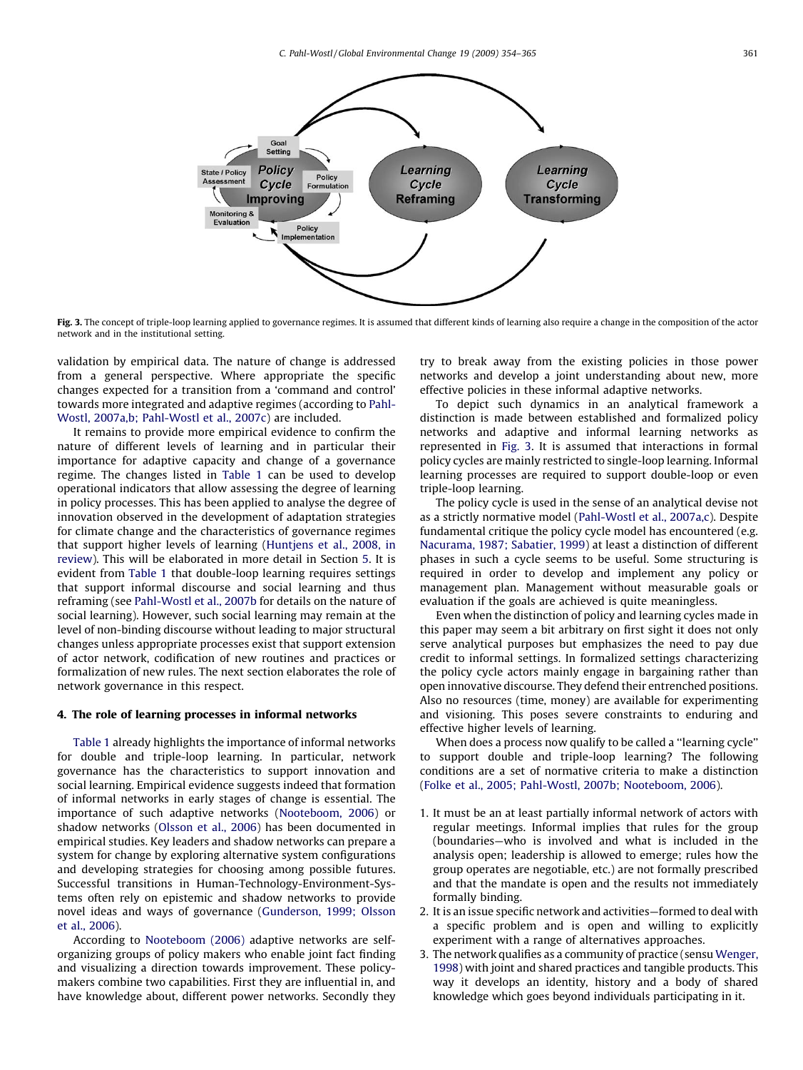Fig. 3. The concept of triple-loop learning applied to governance regimes. It is assumed that different kinds of learning also require a change in the composition of the actor network and in the institutional setting.

validation by empirical data. The nature of change is addressed from a general perspective. Where appropriate the specific changes expected for a transition from a 'command and control' towards more integrated and adaptive regimes (according to Pahl-Wostl, 2007a,b; Pahl-Wostl et al., 2007c) are included.

It remains to provide more empirical evidence to confirm the nature of different levels of learning and in particular their importance for adaptive capacity and change of a governance regime. The changes listed in Table 1 can be used to develop operational indicators that allow assessing the degree of learning in policy processes. This has been applied to analyse the degree of innovation observed in the development of adaptation strategies for climate change and the characteristics of governance regimes that support higher levels of learning (Huntjens et al., 2008, in review). This will be elaborated in more detail in Section 5. It is evident from Table 1 that double-loop learning requires settings that support informal discourse and social learning and thus reframing (see Pahl-Wostl et al., 2007b for details on the nature of social learning). However, such social learning may remain at the level of non-binding discourse without leading to major structural changes unless appropriate processes exist that support extension of actor network, codification of new routines and practices or formalization of new rules. The next section elaborates the role of network governance in this respect.

## 4. The role of learning processes in informal networks

Table 1 already highlights the importance of informal networks for double and triple-loop learning. In particular, network governance has the characteristics to support innovation and social learning. Empirical evidence suggests indeed that formation of informal networks in early stages of change is essential. The importance of such adaptive networks (Nooteboom, 2006) or shadow networks (Olsson et al., 2006) has been documented in empirical studies. Key leaders and shadow networks can prepare a system for change by exploring alternative system configurations and developing strategies for choosing among possible futures. Successful transitions in Human-Technology-Environment-Systems often rely on epistemic and shadow networks to provide novel ideas and ways of governance (Gunderson, 1999; Olsson et al., 2006).

According to Nooteboom (2006) adaptive networks are self-organizing groups of policy makers who enable joint fact finding and visualizing a direction towards improvement. These policy-makers combine two capabilities. First they are influential in, and have knowledge about, different power networks. Secondly they try to break away from the existing policies in those power networks and develop a joint understanding about new, more effective policies in these informal adaptive networks.

To depict such dynamics in an analytical framework a distinction is made between established and formalized policy networks and adaptive and informal learning networks as represented in Fig. 3. It is assumed that interactions in formal policy cycles are mainly restricted to single-loop learning. Informal learning processes are required to support double-loop or even triple-loop learning.

The policy cycle is used in the sense of an analytical devise not as a strictly normative model (Pahl-Wostl et al., 2007a,c). Despite fundamental critique the policy cycle model has encountered (e.g. Nacurama, 1987; Sabatier, 1999) at least a distinction of different phases in such a cycle seems to be useful. Some structuring is required in order to develop and implement any policy or management plan. Management without measurable goals or evaluation if the goals are achieved is quite meaningless.

Even when the distinction of policy and learning cycles made in this paper may seem a bit arbitrary on first sight it does not only serve analytical purposes but emphasizes the need to pay due credit to informal settings. In formalized settings characterizing the policy cycle actors mainly engage in bargaining rather than open innovative discourse. They defend their entrenched positions. Also no resources (time, money) are available for experimenting and visioning. This poses severe constraints to enduring and effective higher levels of learning.

When does a process now qualify to be called a ''learning cycle'' to support double and triple-loop learning? The following conditions are a set of normative criteria to make a distinction (Folke et al., 2005; Pahl-Wostl, 2007b; Nooteboom, 2006).

1. It must be an at least partially informal network of actors with regular meetings. Informal implies that rules for the group (boundaries—who is involved and what is included in the analysis open; leadership is allowed to emerge; rules how the group operates are negotiable, etc.) are not formally prescribed and that the mandate is open and the results not immediately formally binding.
2. It is an issue specific network and activities—formed to deal with a specific problem and is open and willing to explicitly experiment with a range of alternatives approaches.
3. The network qualifies as a community of practice (sensu Wenger, 1998) with joint and shared practices and tangible products. This way it develops an identity, history and a body of shared knowledge which goes beyond individuals participating in it.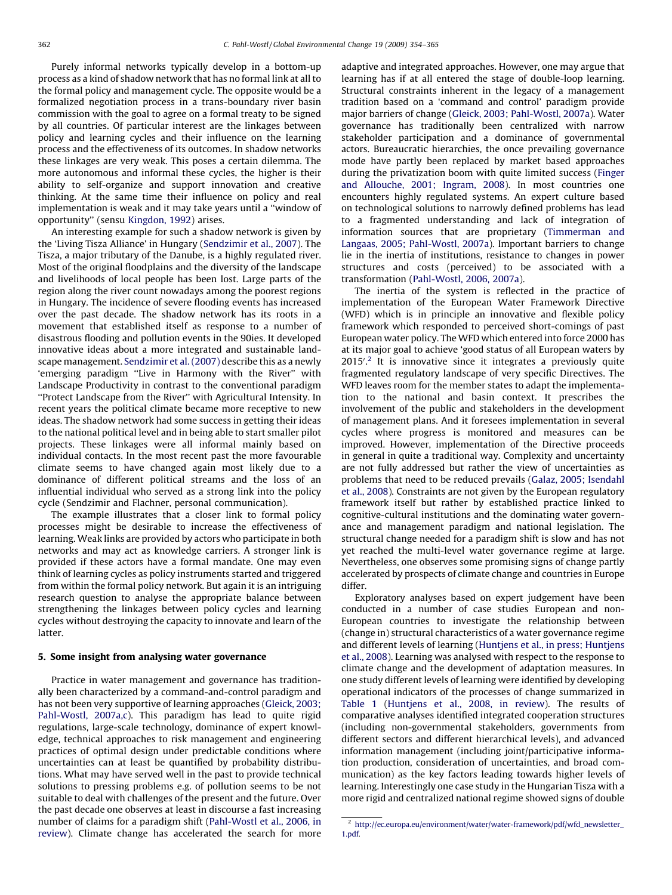Purely informal networks typically develop in a bottom-up process as a kind of shadow network that has no formal link at all to the formal policy and management cycle. The opposite would be a formalized negotiation process in a trans-boundary river basin commission with the goal to agree on a formal treaty to be signed by all countries. Of particular interest are the linkages between policy and learning cycles and their influence on the learning process and the effectiveness of its outcomes. In shadow networks these linkages are very weak. This poses a certain dilemma. The more autonomous and informal these cycles, the higher is their ability to self-organize and support innovation and creative thinking. At the same time their influence on policy and real implementation is weak and it may take years until a ''window of opportunity'' (sensu Kingdon, 1992) arises.

An interesting example for such a shadow network is given by the 'Living Tisza Alliance' in Hungary (Sendzimir et al., 2007). The Tisza, a major tributary of the Danube, is a highly regulated river. Most of the original floodplains and the diversity of the landscape and livelihoods of local people has been lost. Large parts of the region along the river count nowadays among the poorest regions in Hungary. The incidence of severe flooding events has increased over the past decade. The shadow network has its roots in a movement that established itself as response to a number of disastrous flooding and pollution events in the 90ies. It developed innovative ideas about a more integrated and sustainable landscape management. Sendzimir et al. (2007) describe this as a newly 'emerging paradigm ''Live in Harmony with the River'' with Landscape Productivity in contrast to the conventional paradigm ''Protect Landscape from the River'' with Agricultural Intensity. In recent years the political climate became more receptive to new ideas. The shadow network had some success in getting their ideas to the national political level and in being able to start smaller pilot projects. These linkages were all informal mainly based on individual contacts. In the most recent past the more favourable climate seems to have changed again most likely due to a dominance of different political streams and the loss of an influential individual who served as a strong link into the policy cycle (Sendzimir and Flachner, personal communication).

The example illustrates that a closer link to formal policy processes might be desirable to increase the effectiveness of learning. Weak links are provided by actors who participate in both networks and may act as knowledge carriers. A stronger link is provided if these actors have a formal mandate. One may even think of learning cycles as policy instruments started and triggered from within the formal policy network. But again it is an intriguing research question to analyse the appropriate balance between strengthening the linkages between policy cycles and learning cycles without destroying the capacity to innovate and learn of the latter.

## 5. Some insight from analysing water governance

Practice in water management and governance has traditionally been characterized by a command-and-control paradigm and has not been very supportive of learning approaches (Gleick, 2003; Pahl-Wostl, 2007a,c). This paradigm has lead to quite rigid regulations, large-scale technology, dominance of expert knowledge, technical approaches to risk management and engineering practices of optimal design under predictable conditions where uncertainties can at least be quantified by probability distributions. What may have served well in the past to provide technical solutions to pressing problems e.g. of pollution seems to be not suitable to deal with challenges of the present and the future. Over the past decade one observes at least in discourse a fast increasing number of claims for a paradigm shift (Pahl-Wostl et al., 2006, in review). Climate change has accelerated the search for more adaptive and integrated approaches. However, one may argue that learning has if at all entered the stage of double-loop learning. Structural constraints inherent in the legacy of a management tradition based on a 'command and control' paradigm provide major barriers of change (Gleick, 2003; Pahl-Wostl, 2007a). Water governance has traditionally been centralized with narrow stakeholder participation and a dominance of governmental actors. Bureaucratic hierarchies, the once prevailing governance mode have partly been replaced by market based approaches during the privatization boom with quite limited success (Finger and Allouche, 2001; Ingram, 2008). In most countries one encounters highly regulated systems. An expert culture based on technological solutions to narrowly defined problems has lead to a fragmented understanding and lack of integration of information sources that are proprietary (Timmerman and Langaas, 2005; Pahl-Wostl, 2007a). Important barriers to change lie in the inertia of institutions, resistance to changes in power structures and costs (perceived) to be associated with a transformation (Pahl-Wostl, 2006, 2007a).

The inertia of the system is reflected in the practice of implementation of the European Water Framework Directive (WFD) which is in principle an innovative and flexible policy framework which responded to perceived short-comings of past European water policy. The WFD which entered into force 2000 has at its major goal to achieve 'good status of all European waters by 2015'.[2] It is innovative since it integrates a previously quite fragmented regulatory landscape of very specific Directives. The WFD leaves room for the member states to adapt the implementation to the national and basin context. It prescribes the involvement of the public and stakeholders in the development of management plans. And it foresees implementation in several cycles where progress is monitored and measures can be improved. However, implementation of the Directive proceeds in general in quite a traditional way. Complexity and uncertainty are not fully addressed but rather the view of uncertainties as problems that need to be reduced prevails (Galaz, 2005; Isendahl et al., 2008). Constraints are not given by the European regulatory framework itself but rather by established practice linked to cognitive-cultural institutions and the dominating water governance and management paradigm and national legislation. The structural change needed for a paradigm shift is slow and has not yet reached the multi-level water governance regime at large. Nevertheless, one observes some promising signs of change partly accelerated by prospects of climate change and countries in Europe differ.

Exploratory analyses based on expert judgement have been conducted in a number of case studies European and non-European countries to investigate the relationship between (change in) structural characteristics of a water governance regime and different levels of learning (Huntjens et al., in press; Huntjens et al., 2008). Learning was analysed with respect to the response to climate change and the development of adaptation measures. In one study different levels of learning were identified by developing operational indicators of the processes of change summarized in Table 1 (Huntjens et al., 2008, in review). The results of comparative analyses identified integrated cooperation structures (including non-governmental stakeholders, governments from different sectors and different hierarchical levels), and advanced information management (including joint/participative information production, consideration of uncertainties, and broad communication) as the key factors leading towards higher levels of learning. Interestingly one case study in the Hungarian Tisza with a more rigid and centralized national regime showed signs of double

[2] http://ec.europa.eu/environment/water/water-framework/pdf/wfd_newsletter_1.pdf.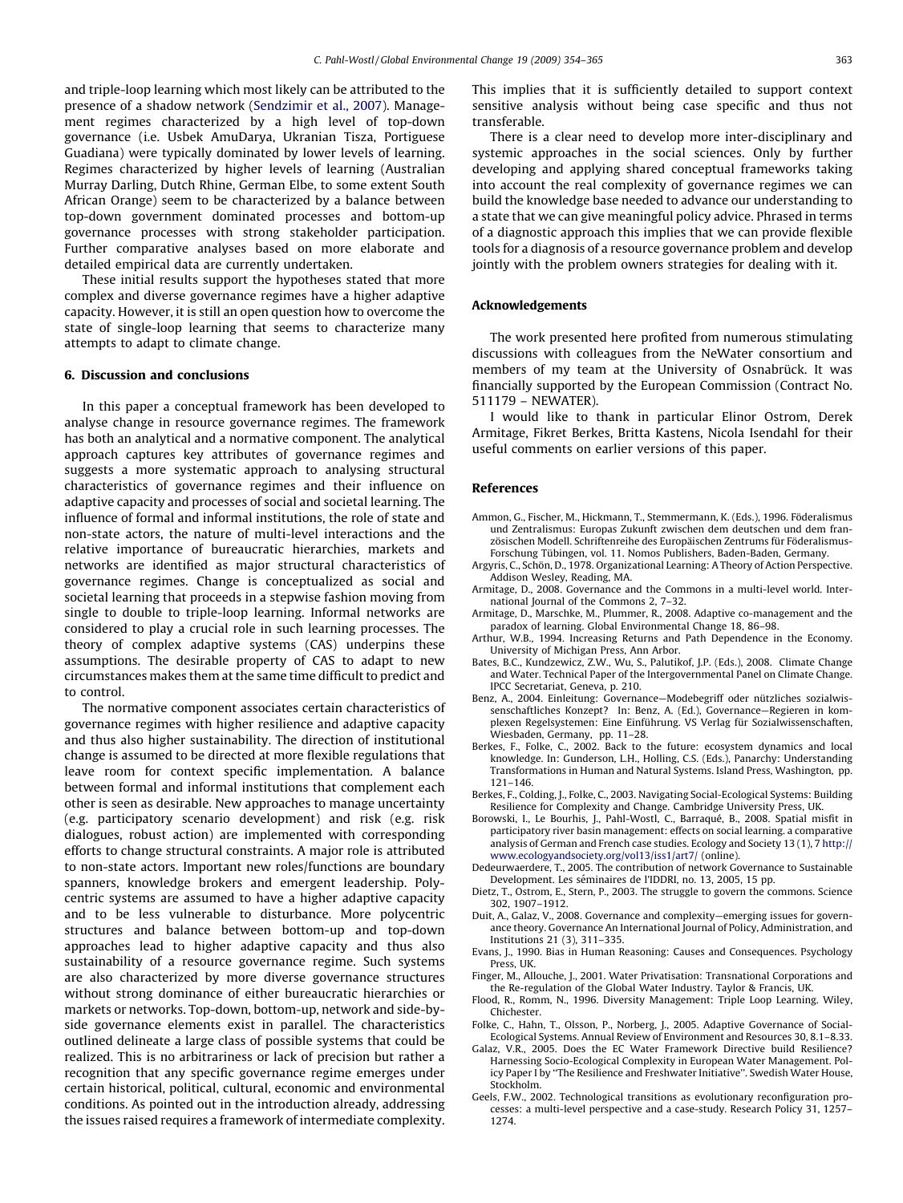and triple-loop learning which most likely can be attributed to the presence of a shadow network (Sendzimir et al., 2007). Management regimes characterized by a high level of top-down governance (i.e. Usbek AmuDarya, Ukranian Tisza, Portiguese Guadiana) were typically dominated by lower levels of learning. Regimes characterized by higher levels of learning (Australian Murray Darling, Dutch Rhine, German Elbe, to some extent South African Orange) seem to be characterized by a balance between top-down government dominated processes and bottom-up governance processes with strong stakeholder participation. Further comparative analyses based on more elaborate and detailed empirical data are currently undertaken.

These initial results support the hypotheses stated that more complex and diverse governance regimes have a higher adaptive capacity. However, it is still an open question how to overcome the state of single-loop learning that seems to characterize many attempts to adapt to climate change.

## 6. Discussion and conclusions

In this paper a conceptual framework has been developed to analyse change in resource governance regimes. The framework has both an analytical and a normative component. The analytical approach captures key attributes of governance regimes and suggests a more systematic approach to analysing structural characteristics of governance regimes and their influence on adaptive capacity and processes of social and societal learning. The influence of formal and informal institutions, the role of state and non-state actors, the nature of multi-level interactions and the relative importance of bureaucratic hierarchies, markets and networks are identified as major structural characteristics of governance regimes. Change is conceptualized as social and societal learning that proceeds in a stepwise fashion moving from single to double to triple-loop learning. Informal networks are considered to play a crucial role in such learning processes. The theory of complex adaptive systems (CAS) underpins these assumptions. The desirable property of CAS to adapt to new circumstances makes them at the same time difficult to predict and to control.

The normative component associates certain characteristics of governance regimes with higher resilience and adaptive capacity and thus also higher sustainability. The direction of institutional change is assumed to be directed at more flexible regulations that leave room for context specific implementation. A balance between formal and informal institutions that complement each other is seen as desirable. New approaches to manage uncertainty (e.g. participatory scenario development) and risk (e.g. risk dialogues, robust action) are implemented with corresponding efforts to change structural constraints. A major role is attributed to non-state actors. Important new roles/functions are boundary spanners, knowledge brokers and emergent leadership. Polycentric systems are assumed to have a higher adaptive capacity and to be less vulnerable to disturbance. More polycentric structures and balance between bottom-up and top-down approaches lead to higher adaptive capacity and thus also sustainability of a resource governance regime. Such systems are also characterized by more diverse governance structures without strong dominance of either bureaucratic hierarchies or markets or networks. Top-down, bottom-up, network and side-by-side governance elements exist in parallel. The characteristics outlined delineate a large class of possible systems that could be realized. This is no arbitrariness or lack of precision but rather a recognition that any specific governance regime emerges under certain historical, political, cultural, economic and environmental conditions. As pointed out in the introduction already, addressing the issues raised requires a framework of intermediate complexity. This implies that it is sufficiently detailed to support context sensitive analysis without being case specific and thus not transferable.

There is a clear need to develop more inter-disciplinary and systemic approaches in the social sciences. Only by further developing and applying shared conceptual frameworks taking into account the real complexity of governance regimes we can build the knowledge base needed to advance our understanding to a state that we can give meaningful policy advice. Phrased in terms of a diagnostic approach this implies that we can provide flexible tools for a diagnosis of a resource governance problem and develop jointly with the problem owners strategies for dealing with it.

## Acknowledgements

The work presented here profited from numerous stimulating discussions with colleagues from the NeWater consortium and members of my team at the University of Osnabrück. It was financially supported by the European Commission (Contract No. 511179 – NEWATER).

I would like to thank in particular Elinor Ostrom, Derek Armitage, Fikret Berkes, Britta Kastens, Nicola Isendahl for their useful comments on earlier versions of this paper.

## References

Ammon, G., Fischer, M., Hickmann, T., Stemmermann, K. (Eds.), 1996. Föderalismus und Zentralismus: Europas Zukunft zwischen dem deutschen und dem französischen Modell. Schriftenreihe des Europäischen Zentrums für Föderalismus-Forschung Tübingen, vol. 11. Nomos Publishers, Baden-Baden, Germany.

Argyris, C., Schön, D., 1978. Organizational Learning: A Theory of Action Perspective. Addison Wesley, Reading, MA.

Armitage, D., 2008. Governance and the Commons in a multi-level world. International Journal of the Commons 2, 7–32.

Armitage, D., Marschke, M., Plummer, R., 2008. Adaptive co-management and the paradox of learning. Global Environmental Change 18, 86–98.

Arthur, W.B., 1994. Increasing Returns and Path Dependence in the Economy. University of Michigan Press, Ann Arbor.

Bates, B.C., Kundzewicz, Z.W., Wu, S., Palutikof, J.P. (Eds.), 2008. Climate Change and Water. Technical Paper of the Intergovernmental Panel on Climate Change. IPCC Secretariat, Geneva, p. 210.

Benz, A., 2004. Einleitung: Governance—Modebegriff oder nützliches sozialwissenschaftliches Konzept? In: Benz, A. (Ed.), Governance—Regieren in komplexen Regelsystemen: Eine Einführung. VS Verlag für Sozialwissenschaften, Wiesbaden, Germany, pp. 11–28.

Berkes, F., Folke, C., 2002. Back to the future: ecosystem dynamics and local knowledge. In: Gunderson, L.H., Holling, C.S. (Eds.), Panarchy: Understanding Transformations in Human and Natural Systems. Island Press, Washington, pp. 121–146.

Berkes, F., Colding, J., Folke, C., 2003. Navigating Social-Ecological Systems: Building Resilience for Complexity and Change. Cambridge University Press, UK.

Borowski, I., Le Bourhis, J., Pahl-Wostl, C., Barraqué, B., 2008. Spatial misfit in participatory river basin management: effects on social learning. a comparative analysis of German and French case studies. Ecology and Society 13 (1), 7 http://www.ecologyandsociety.org/vol13/iss1/art7/ (online).

Dedeurwaerdere, T., 2005. The contribution of network Governance to Sustainable Development. Les séminaires de l'IDDRI, no. 13, 2005, 15 pp.

Dietz, T., Ostrom, E., Stern, P., 2003. The struggle to govern the commons. Science 302, 1907–1912.

Duit, A., Galaz, V., 2008. Governance and complexity—emerging issues for governance theory. Governance An International Journal of Policy, Administration, and Institutions 21 (3), 311–335.

Evans, J., 1990. Bias in Human Reasoning: Causes and Consequences. Psychology Press, UK.

Finger, M., Allouche, J., 2001. Water Privatisation: Transnational Corporations and the Re-regulation of the Global Water Industry. Taylor & Francis, UK.

Flood, R., Romm, N., 1996. Diversity Management: Triple Loop Learning. Wiley, Chichester.

Folke, C., Hahn, T., Olsson, P., Norberg, J., 2005. Adaptive Governance of Social-Ecological Systems. Annual Review of Environment and Resources 30, 8.1–8.33.

Galaz, V.R., 2005. Does the EC Water Framework Directive build Resilience? Harnessing Socio-Ecological Complexity in European Water Management. Policy Paper I by "The Resilience and Freshwater Initiative". Swedish Water House, Stockholm.

Geels, F.W., 2002. Technological transitions as evolutionary reconfiguration processes: a multi-level perspective and a case-study. Research Policy 31, 1257–1274.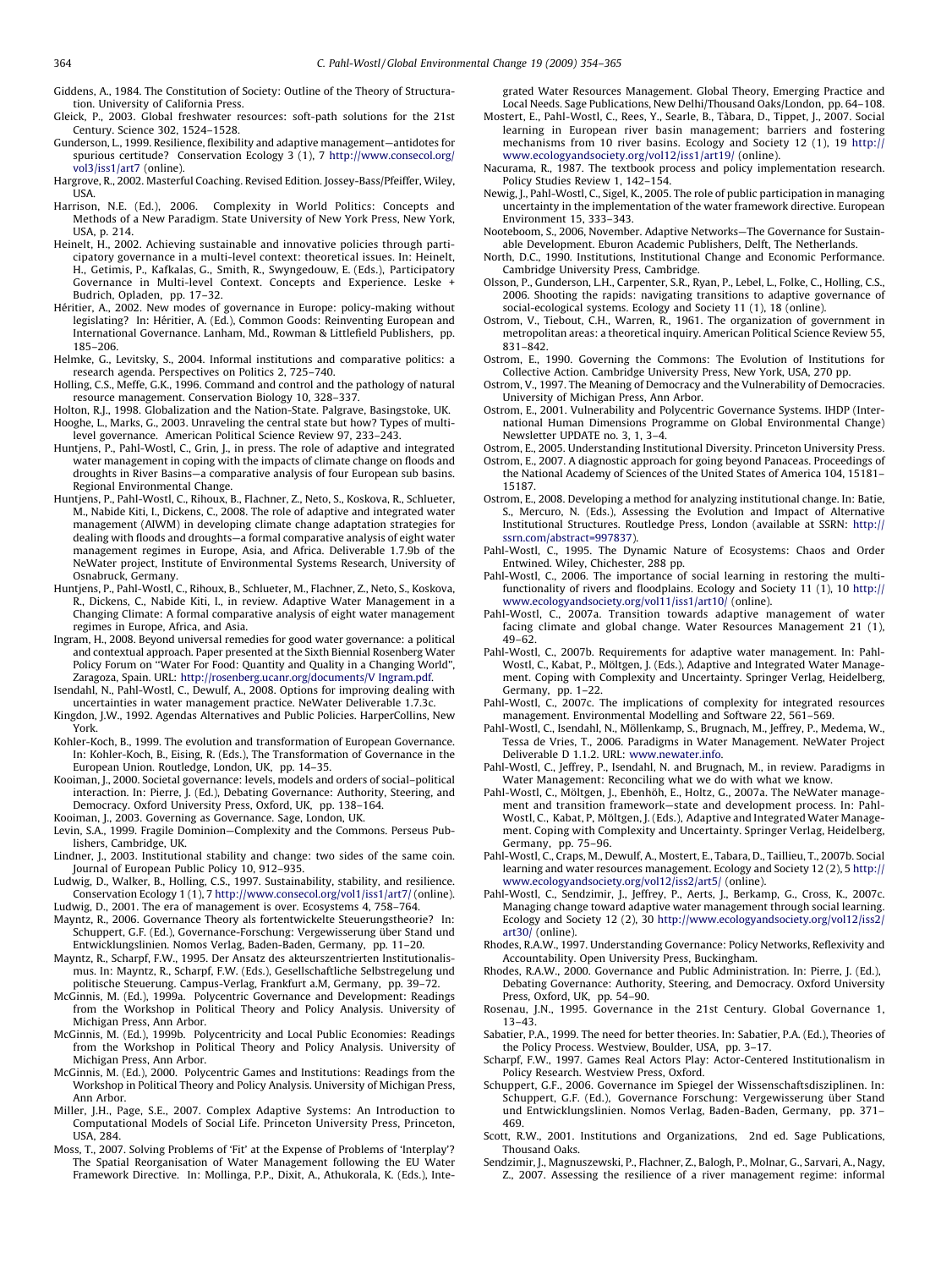Giddens, A., 1984. The Constitution of Society: Outline of the Theory of Structuration. University of California Press.

Gleick, P., 2003. Global freshwater resources: soft-path solutions for the 21st Century. Science 302, 1524–1528.

Gunderson, L., 1999. Resilience, flexibility and adaptive management—antidotes for spurious certitude? Conservation Ecology 3 (1), 7 http://www.consecol.org/vol3/iss1/art7 (online).

Hargrove, R., 2002. Masterful Coaching. Revised Edition. Jossey-Bass/Pfeiffer, Wiley, USA.

Harrison, N.E. (Ed.), 2006. Complexity in World Politics: Concepts and Methods of a New Paradigm. State University of New York Press, New York, USA, p. 214.

Heinelt, H., 2002. Achieving sustainable and innovative policies through participatory governance in a multi-level context: theoretical issues. In: Heinelt, H., Getimis, P., Kafkalas, G., Smith, R., Swyngedouw, E. (Eds.), Participatory Governance in Multi-level Context. Concepts and Experience. Leske + Budrich, Opladen, pp. 17–32.

Héritier, A., 2002. New modes of governance in Europe: policy-making without legislating? In: Héritier, A. (Ed.), Common Goods: Reinventing European and International Governance. Lanham, Md., Rowman & Littlefield Publishers, pp. 185–206.

Helmke, G., Levitsky, S., 2004. Informal institutions and comparative politics: a research agenda. Perspectives on Politics 2, 725–740.

Holling, C.S., Meffe, G.K., 1996. Command and control and the pathology of natural resource management. Conservation Biology 10, 328–337.

Holton, R.J., 1998. Globalization and the Nation-State. Palgrave, Basingstoke, UK.

Hooghe, L., Marks, G., 2003. Unraveling the central state but how? Types of multilevel governance. American Political Science Review 97, 233–243.

Huntjens, P., Pahl-Wostl, C., Grin, J., in press. The role of adaptive and integrated water management in coping with the impacts of climate change on floods and droughts in River Basins—a comparative analysis of four European sub basins. Regional Environmental Change.

Huntjens, P., Pahl-Wostl, C., Rihoux, B., Flachner, Z., Neto, S., Koskova, R., Schlueter, M., Nabide Kiti, I., Dickens, C., 2008. The role of adaptive and integrated water management (AIWM) in developing climate change adaptation strategies for dealing with floods and droughts—a formal comparative analysis of eight water management regimes in Europe, Asia, and Africa. Deliverable 1.7.9b of the NeWater project, Institute of Environmental Systems Research, University of Osnabruck, Germany.

Huntjens, P., Pahl-Wostl, C., Rihoux, B., Schlueter, M., Flachner, Z., Neto, S., Koskova, R., Dickens, C., Nabide Kiti, I., in review. Adaptive Water Management in a Changing Climate: A formal comparative analysis of eight water management regimes in Europe, Africa, and Asia.

Ingram, H., 2008. Beyond universal remedies for good water governance: a political and contextual approach. Paper presented at the Sixth Biennial Rosenberg Water Policy Forum on "Water For Food: Quantity and Quality in a Changing World", Zaragoza, Spain. URL: http://rosenberg.ucanr.org/documents/V Ingram.pdf.

Isendahl, N., Pahl-Wostl, C., Dewulf, A., 2008. Options for improving dealing with uncertainties in water management practice. NeWater Deliverable 1.7.3c.

Kingdon, J.W., 1992. Agendas Alternatives and Public Policies. HarperCollins, New York.

Kohler-Koch, B., 1999. The evolution and transformation of European Governance. In: Kohler-Koch, B., Eising, R. (Eds.), The Transformation of Governance in the European Union. Routledge, London, UK, pp. 14–35.

Kooiman, J., 2000. Societal governance: levels, models and orders of social–political interaction. In: Pierre, J. (Ed.), Debating Governance: Authority, Steering, and Democracy. Oxford University Press, Oxford, UK, pp. 138–164.

Kooiman, J., 2003. Governing as Governance. Sage, London, UK.

Levin, S.A., 1999. Fragile Dominion—Complexity and the Commons. Perseus Publishers, Cambridge, UK.

Lindner, J., 2003. Institutional stability and change: two sides of the same coin. Journal of European Public Policy 10, 912–935.

Ludwig, D., Walker, B., Holling, C.S., 1997. Sustainability, stability, and resilience. Conservation Ecology 1 (1), 7 http://www.consecol.org/vol1/iss1/art7/ (online).

Ludwig, D., 2001. The era of management is over. Ecosystems 4, 758–764.

Mayntz, R., 2006. Governance Theory als fortentwickelte Steuerungstheorie? In: Schuppert, G.F. (Ed.), Governance-Forschung: Vergewisserung über Stand und Entwicklungslinien. Nomos Verlag, Baden-Baden, Germany, pp. 11–20.

Mayntz, R., Scharpf, F.W., 1995. Der Ansatz des akteurszentrierten Institutionalismus. In: Mayntz, R., Scharpf, F.W. (Eds.), Gesellschaftliche Selbstregelung und politische Steuerung. Campus-Verlag, Frankfurt a.M, Germany, pp. 39–72.

McGinnis, M. (Ed.), 1999a. Polycentric Governance and Development: Readings from the Workshop in Political Theory and Policy Analysis. University of Michigan Press, Ann Arbor.

McGinnis, M. (Ed.), 1999b. Polycentricity and Local Public Economies: Readings from the Workshop in Political Theory and Policy Analysis. University of Michigan Press, Ann Arbor.

McGinnis, M. (Ed.), 2000. Polycentric Games and Institutions: Readings from the Workshop in Political Theory and Policy Analysis. University of Michigan Press, Ann Arbor.

Miller, J.H., Page, S.E., 2007. Complex Adaptive Systems: An Introduction to Computational Models of Social Life. Princeton University Press, Princeton, USA, 284.

Moss, T., 2007. Solving Problems of 'Fit' at the Expense of Problems of 'Interplay'? The Spatial Reorganisation of Water Management following the EU Water Framework Directive. In: Mollinga, P.P., Dixit, A., Athukorala, K. (Eds.), Integrated Water Resources Management. Global Theory, Emerging Practice and Local Needs. Sage Publications, New Delhi/Thousand Oaks/London, pp. 64–108.

Mostert, E., Pahl-Wostl, C., Rees, Y., Searle, B., Tàbara, D., Tippet, J., 2007. Social learning in European river basin management; barriers and fostering mechanisms from 10 river basins. Ecology and Society 12 (1), 19 http://www.ecologyandsociety.org/vol12/iss1/art19/ (online).

Nacurama, R., 1987. The textbook process and policy implementation research. Policy Studies Review 1, 142–154.

Newig, J., Pahl-Wostl, C., Sigel, K., 2005. The role of public participation in managing uncertainty in the implementation of the water framework directive. European Environment 15, 333–343.

Nooteboom, S., 2006, November. Adaptive Networks—The Governance for Sustainable Development. Eburon Academic Publishers, Delft, The Netherlands.

North, D.C., 1990. Institutions, Institutional Change and Economic Performance. Cambridge University Press, Cambridge.

Olsson, P., Gunderson, L.H., Carpenter, S.R., Ryan, P., Lebel, L., Folke, C., Holling, C.S., 2006. Shooting the rapids: navigating transitions to adaptive governance of social-ecological systems. Ecology and Society 11 (1), 18 (online).

Ostrom, V., Tiebout, C.H., Warren, R., 1961. The organization of government in metropolitan areas: a theoretical inquiry. American Political Science Review 55, 831–842.

Ostrom, E., 1990. Governing the Commons: The Evolution of Institutions for Collective Action. Cambridge University Press, New York, USA, 270 pp.

Ostrom, V., 1997. The Meaning of Democracy and the Vulnerability of Democracies. University of Michigan Press, Ann Arbor.

Ostrom, E., 2001. Vulnerability and Polycentric Governance Systems. IHDP (International Human Dimensions Programme on Global Environmental Change) Newsletter UPDATE no. 3, 1, 3–4.

Ostrom, E., 2005. Understanding Institutional Diversity. Princeton University Press.

Ostrom, E., 2007. A diagnostic approach for going beyond Panaceas. Proceedings of the National Academy of Sciences of the United States of America 104, 15181–15187.

Ostrom, E., 2008. Developing a method for analyzing institutional change. In: Batie, S., Mercuro, N. (Eds.), Assessing the Evolution and Impact of Alternative Institutional Structures. Routledge Press, London (available at SSRN: http://ssrn.com/abstract=997837).

Pahl-Wostl, C., 1995. The Dynamic Nature of Ecosystems: Chaos and Order Entwined. Wiley, Chichester, 288 pp.

Pahl-Wostl, C., 2006. The importance of social learning in restoring the multifunctionality of rivers and floodplains. Ecology and Society 11 (1), 10 http://www.ecologyandsociety.org/vol11/iss1/art10/ (online).

Pahl-Wostl, C., 2007a. Transition towards adaptive management of water facing climate and global change. Water Resources Management 21 (1), 49–62.

Pahl-Wostl, C., 2007b. Requirements for adaptive water management. In: Pahl-Wostl, C., Kabat, P., Möltgen, J. (Eds.), Adaptive and Integrated Water Management. Coping with Complexity and Uncertainty. Springer Verlag, Heidelberg, Germany, pp. 1–22.

Pahl-Wostl, C., 2007c. The implications of complexity for integrated resources management. Environmental Modelling and Software 22, 561–569.

Pahl-Wostl, C., Isendahl, N., Möllenkamp, S., Brugnach, M., Jeffrey, P., Medema, W., Tessa de Vries, T., 2006. Paradigms in Water Management. NeWater Project Deliverable D 1.1.2. URL: www.newater.info.

Pahl-Wostl, C., Jeffrey, P., Isendahl, N. and Brugnach, M., in review. Paradigms in Water Management: Reconciling what we do with what we know.

Pahl-Wostl, C., Möltgen, J., Ebenhöh, E., Holtz, G., 2007a. The NeWater management and transition framework—state and development process. In: Pahl-Wostl, C., Kabat, P, Möltgen, J. (Eds.), Adaptive and Integrated Water Management. Coping with Complexity and Uncertainty. Springer Verlag, Heidelberg, Germany, pp. 75–96.

Pahl-Wostl, C., Craps, M., Dewulf, A., Mostert, E., Tabara, D., Taillieu, T., 2007b. Social learning and water resources management. Ecology and Society 12 (2), 5 http://www.ecologyandsociety.org/vol12/iss2/art5/ (online).

Pahl-Wostl, C., Sendzimir, J., Jeffrey, P., Aerts, J., Berkamp, G., Cross, K., 2007c. Managing change toward adaptive water management through social learning. Ecology and Society 12 (2), 30 http://www.ecologyandsociety.org/vol12/iss2/art30/ (online).

Rhodes, R.A.W., 1997. Understanding Governance: Policy Networks, Reflexivity and Accountability. Open University Press, Buckingham.

Rhodes, R.A.W., 2000. Governance and Public Administration. In: Pierre, J. (Ed.), Debating Governance: Authority, Steering, and Democracy. Oxford University Press, Oxford, UK, pp. 54–90.

Rosenau, J.N., 1995. Governance in the 21st Century. Global Governance 1, 13–43.

Sabatier, P.A., 1999. The need for better theories. In: Sabatier, P.A. (Ed.), Theories of the Policy Process. Westview, Boulder, USA, pp. 3–17.

Scharpf, F.W., 1997. Games Real Actors Play: Actor-Centered Institutionalism in Policy Research. Westview Press, Oxford.

Schuppert, G.F., 2006. Governance im Spiegel der Wissenschaftsdisziplinen. In: Schuppert, G.F. (Ed.), Governance Forschung: Vergewisserung über Stand und Entwicklungslinien. Nomos Verlag, Baden-Baden, Germany, pp. 371–469.

Scott, R.W., 2001. Institutions and Organizations, 2nd ed. Sage Publications, Thousand Oaks.

Sendzimir, J., Magnuszewski, P., Flachner, Z., Balogh, P., Molnar, G., Sarvari, A., Nagy, Z., 2007. Assessing the resilience of a river management regime: informal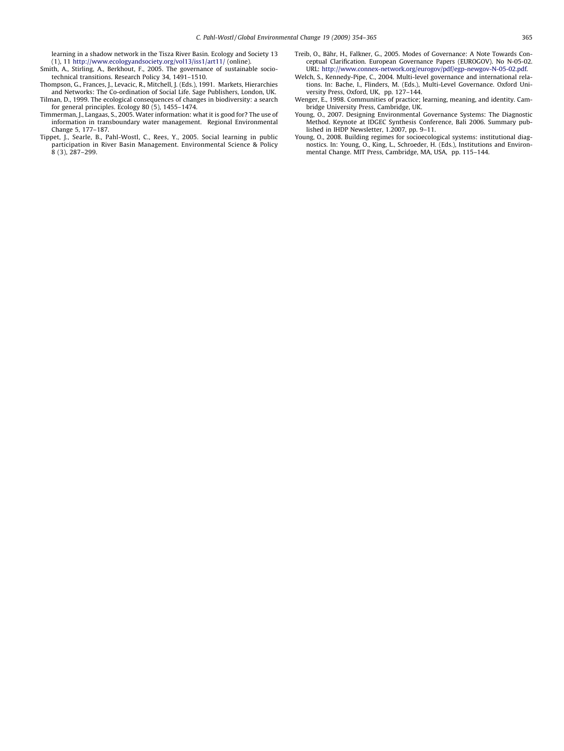learning in a shadow network in the Tisza River Basin. Ecology and Society 13 (1), 11 http://www.ecologyandsociety.org/vol13/iss1/art11/ (online).

Smith, A., Stirling, A., Berkhout, F., 2005. The governance of sustainable socio-technical transitions. Research Policy 34, 1491–1510.

Thompson, G., Frances, J., Levacic, R., Mitchell, J. (Eds.), 1991. Markets, Hierarchies and Networks: The Co-ordination of Social Life. Sage Publishers, London, UK.

Tilman, D., 1999. The ecological consequences of changes in biodiversity: a search for general principles. Ecology 80 (5), 1455–1474.

Timmerman, J., Langaas, S., 2005. Water information: what it is good for? The use of information in transboundary water management. Regional Environmental Change 5, 177–187.

Tippet, J., Searle, B., Pahl-Wostl, C., Rees, Y., 2005. Social learning in public participation in River Basin Management. Environmental Science & Policy 8 (3), 287–299.

Treib, O., Bähr, H., Falkner, G., 2005. Modes of Governance: A Note Towards Conceptual Clarification. European Governance Papers (EUROGOV). No N-05-02. URL: http://www.connex-network.org/eurogov/pdf/egp-newgov-N-05-02.pdf.

Welch, S., Kennedy-Pipe, C., 2004. Multi-level governance and international relations. In: Bache, I., Flinders, M. (Eds.), Multi-Level Governance. Oxford University Press, Oxford, UK, pp. 127–144.

Wenger, E., 1998. Communities of practice; learning, meaning, and identity. Cambridge University Press, Cambridge, UK.

Young, O., 2007. Designing Environmental Governance Systems: The Diagnostic Method. Keynote at IDGEC Synthesis Conference, Bali 2006. Summary published in IHDP Newsletter, 1.2007, pp. 9–11.

Young, O., 2008. Building regimes for socioecological systems: institutional diagnostics. In: Young, O., King, L., Schroeder, H. (Eds.), Institutions and Environmental Change. MIT Press, Cambridge, MA, USA, pp. 115–144.